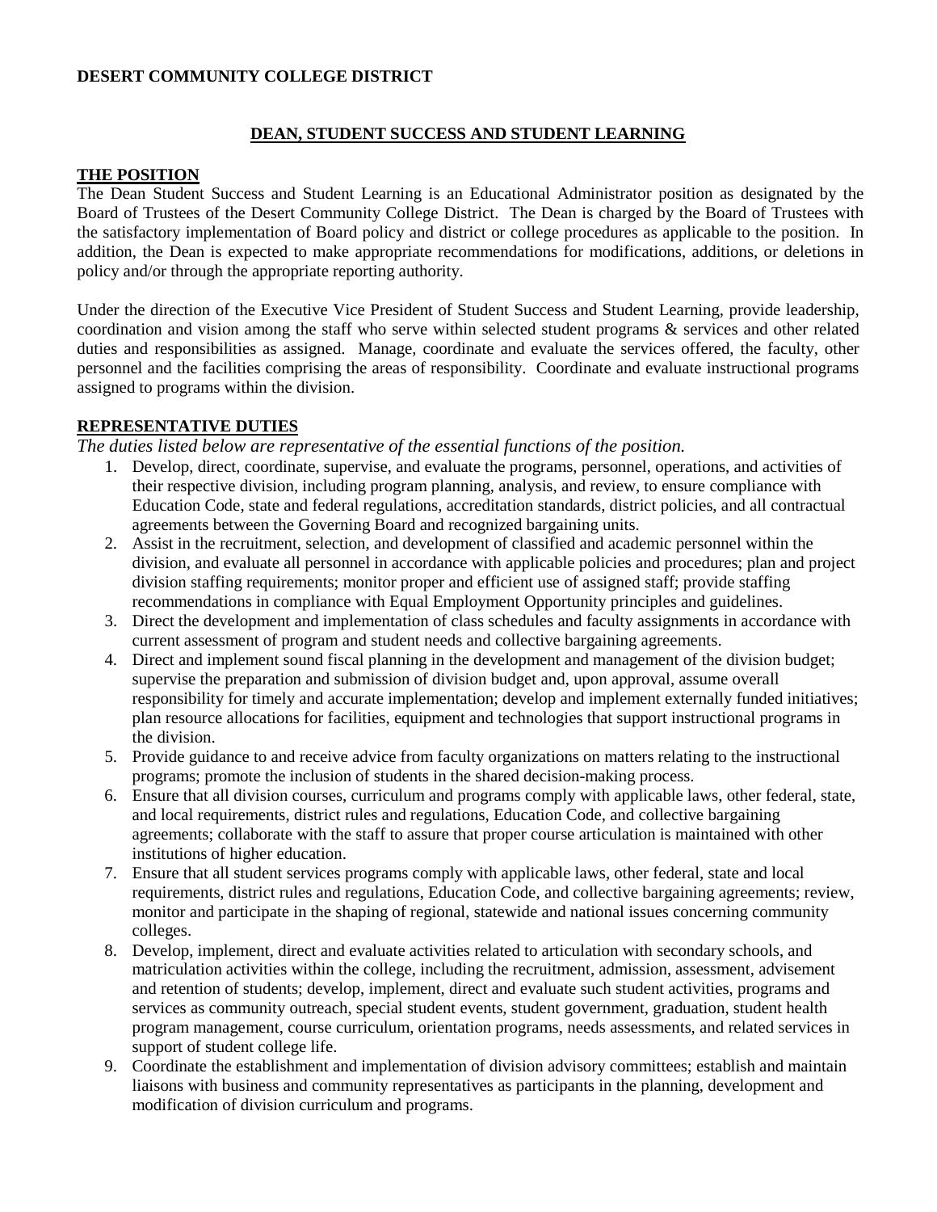**DESERT COMMUNITY COLLEGE DISTRICT**

# DEAN, STUDENT SUCCESS AND STUDENT LEARNING

## THE POSITION

The Dean Student Success and Student Learning is an Educational Administrator position as designated by the Board of Trustees of the Desert Community College District. The Dean is charged by the Board of Trustees with the satisfactory implementation of Board policy and district or college procedures as applicable to the position. In addition, the Dean is expected to make appropriate recommendations for modifications, additions, or deletions in policy and/or through the appropriate reporting authority.

Under the direction of the Executive Vice President of Student Success and Student Learning, provide leadership, coordination and vision among the staff who serve within selected student programs & services and other related duties and responsibilities as assigned. Manage, coordinate and evaluate the services offered, the faculty, other personnel and the facilities comprising the areas of responsibility. Coordinate and evaluate instructional programs assigned to programs within the division.

## REPRESENTATIVE DUTIES

*The duties listed below are representative of the essential functions of the position.*

1. Develop, direct, coordinate, supervise, and evaluate the programs, personnel, operations, and activities of their respective division, including program planning, analysis, and review, to ensure compliance with Education Code, state and federal regulations, accreditation standards, district policies, and all contractual agreements between the Governing Board and recognized bargaining units.
2. Assist in the recruitment, selection, and development of classified and academic personnel within the division, and evaluate all personnel in accordance with applicable policies and procedures; plan and project division staffing requirements; monitor proper and efficient use of assigned staff; provide staffing recommendations in compliance with Equal Employment Opportunity principles and guidelines.
3. Direct the development and implementation of class schedules and faculty assignments in accordance with current assessment of program and student needs and collective bargaining agreements.
4. Direct and implement sound fiscal planning in the development and management of the division budget; supervise the preparation and submission of division budget and, upon approval, assume overall responsibility for timely and accurate implementation; develop and implement externally funded initiatives; plan resource allocations for facilities, equipment and technologies that support instructional programs in the division.
5. Provide guidance to and receive advice from faculty organizations on matters relating to the instructional programs; promote the inclusion of students in the shared decision-making process.
6. Ensure that all division courses, curriculum and programs comply with applicable laws, other federal, state, and local requirements, district rules and regulations, Education Code, and collective bargaining agreements; collaborate with the staff to assure that proper course articulation is maintained with other institutions of higher education.
7. Ensure that all student services programs comply with applicable laws, other federal, state and local requirements, district rules and regulations, Education Code, and collective bargaining agreements; review, monitor and participate in the shaping of regional, statewide and national issues concerning community colleges.
8. Develop, implement, direct and evaluate activities related to articulation with secondary schools, and matriculation activities within the college, including the recruitment, admission, assessment, advisement and retention of students; develop, implement, direct and evaluate such student activities, programs and services as community outreach, special student events, student government, graduation, student health program management, course curriculum, orientation programs, needs assessments, and related services in support of student college life.
9. Coordinate the establishment and implementation of division advisory committees; establish and maintain liaisons with business and community representatives as participants in the planning, development and modification of division curriculum and programs.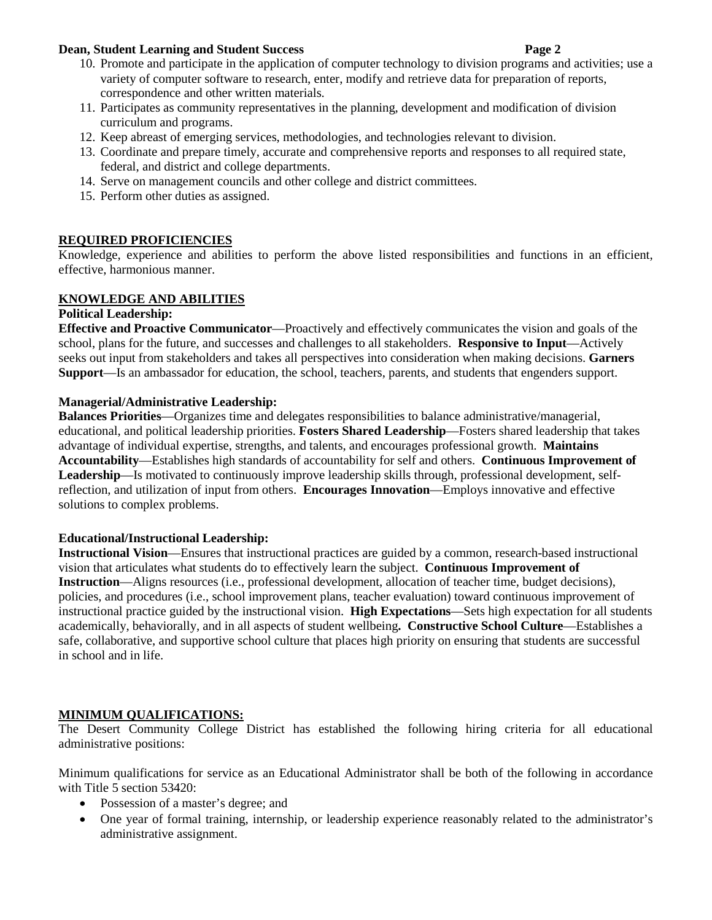10. Promote and participate in the application of computer technology to division programs and activities; use a variety of computer software to research, enter, modify and retrieve data for preparation of reports, correspondence and other written materials.
11. Participates as community representatives in the planning, development and modification of division curriculum and programs.
12. Keep abreast of emerging services, methodologies, and technologies relevant to division.
13. Coordinate and prepare timely, accurate and comprehensive reports and responses to all required state, federal, and district and college departments.
14. Serve on management councils and other college and district committees.
15. Perform other duties as assigned.

## REQUIRED PROFICIENCIES

Knowledge, experience and abilities to perform the above listed responsibilities and functions in an efficient, effective, harmonious manner.

## KNOWLEDGE AND ABILITIES

**Political Leadership:**

**Effective and Proactive Communicator**—Proactively and effectively communicates the vision and goals of the school, plans for the future, and successes and challenges to all stakeholders. **Responsive to Input**—Actively seeks out input from stakeholders and takes all perspectives into consideration when making decisions. **Garners Support**—Is an ambassador for education, the school, teachers, parents, and students that engenders support.

**Managerial/Administrative Leadership:**

**Balances Priorities**—Organizes time and delegates responsibilities to balance administrative/managerial, educational, and political leadership priorities. **Fosters Shared Leadership**—Fosters shared leadership that takes advantage of individual expertise, strengths, and talents, and encourages professional growth. **Maintains Accountability**—Establishes high standards of accountability for self and others. **Continuous Improvement of Leadership**—Is motivated to continuously improve leadership skills through, professional development, self-reflection, and utilization of input from others. **Encourages Innovation**—Employs innovative and effective solutions to complex problems.

**Educational/Instructional Leadership:**

**Instructional Vision**—Ensures that instructional practices are guided by a common, research-based instructional vision that articulates what students do to effectively learn the subject. **Continuous Improvement of Instruction**—Aligns resources (i.e., professional development, allocation of teacher time, budget decisions), policies, and procedures (i.e., school improvement plans, teacher evaluation) toward continuous improvement of instructional practice guided by the instructional vision. **High Expectations**—Sets high expectation for all students academically, behaviorally, and in all aspects of student wellbeing**.** **Constructive School Culture**—Establishes a safe, collaborative, and supportive school culture that places high priority on ensuring that students are successful in school and in life.

## MINIMUM QUALIFICATIONS:

The Desert Community College District has established the following hiring criteria for all educational administrative positions:

Minimum qualifications for service as an Educational Administrator shall be both of the following in accordance with Title 5 section 53420:

- Possession of a master's degree; and
- One year of formal training, internship, or leadership experience reasonably related to the administrator's administrative assignment.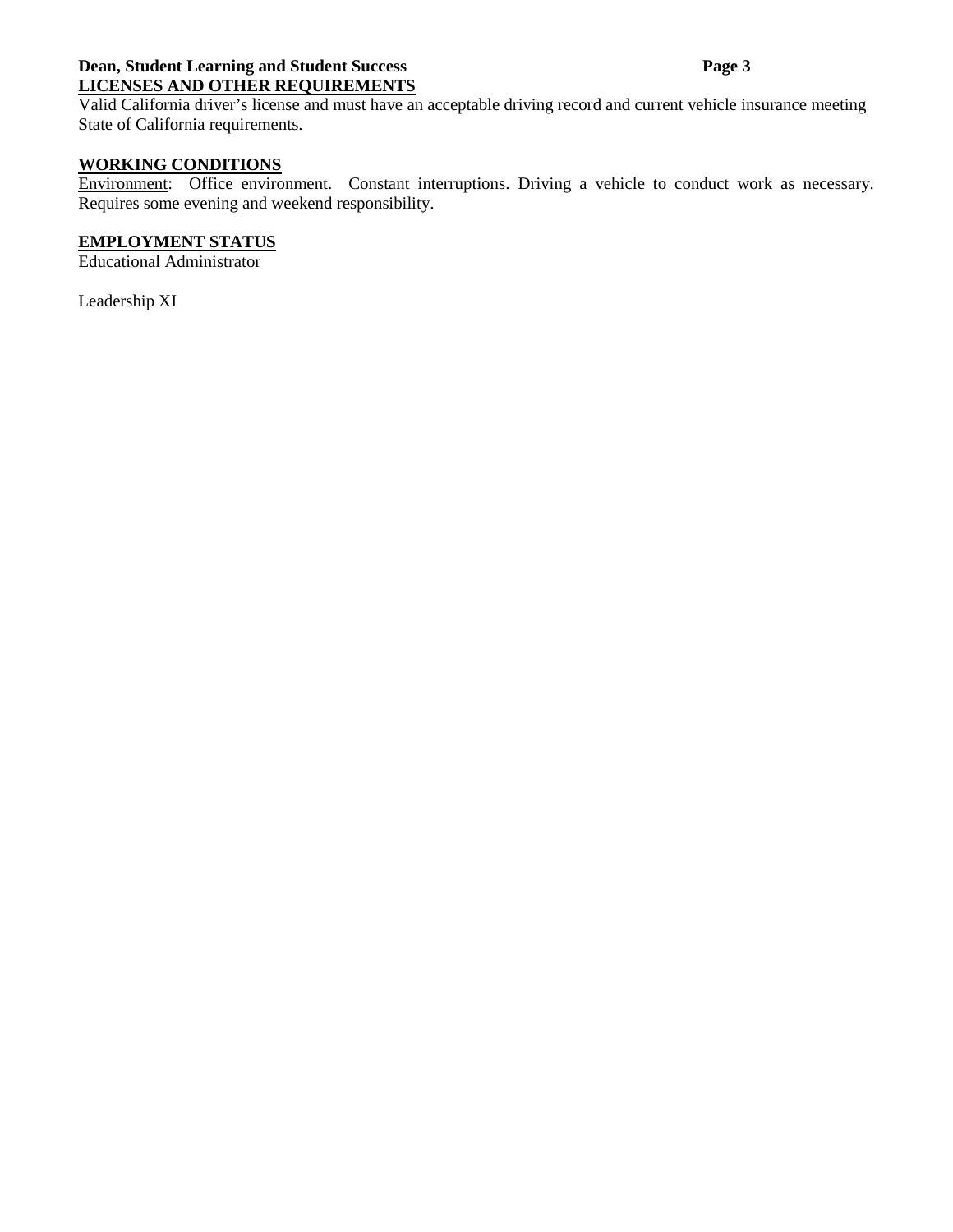**LICENSES AND OTHER REQUIREMENTS**

Valid California driver's license and must have an acceptable driving record and current vehicle insurance meeting State of California requirements.

**WORKING CONDITIONS**

Environment: Office environment. Constant interruptions. Driving a vehicle to conduct work as necessary. Requires some evening and weekend responsibility.

**EMPLOYMENT STATUS**

Educational Administrator

Leadership XI